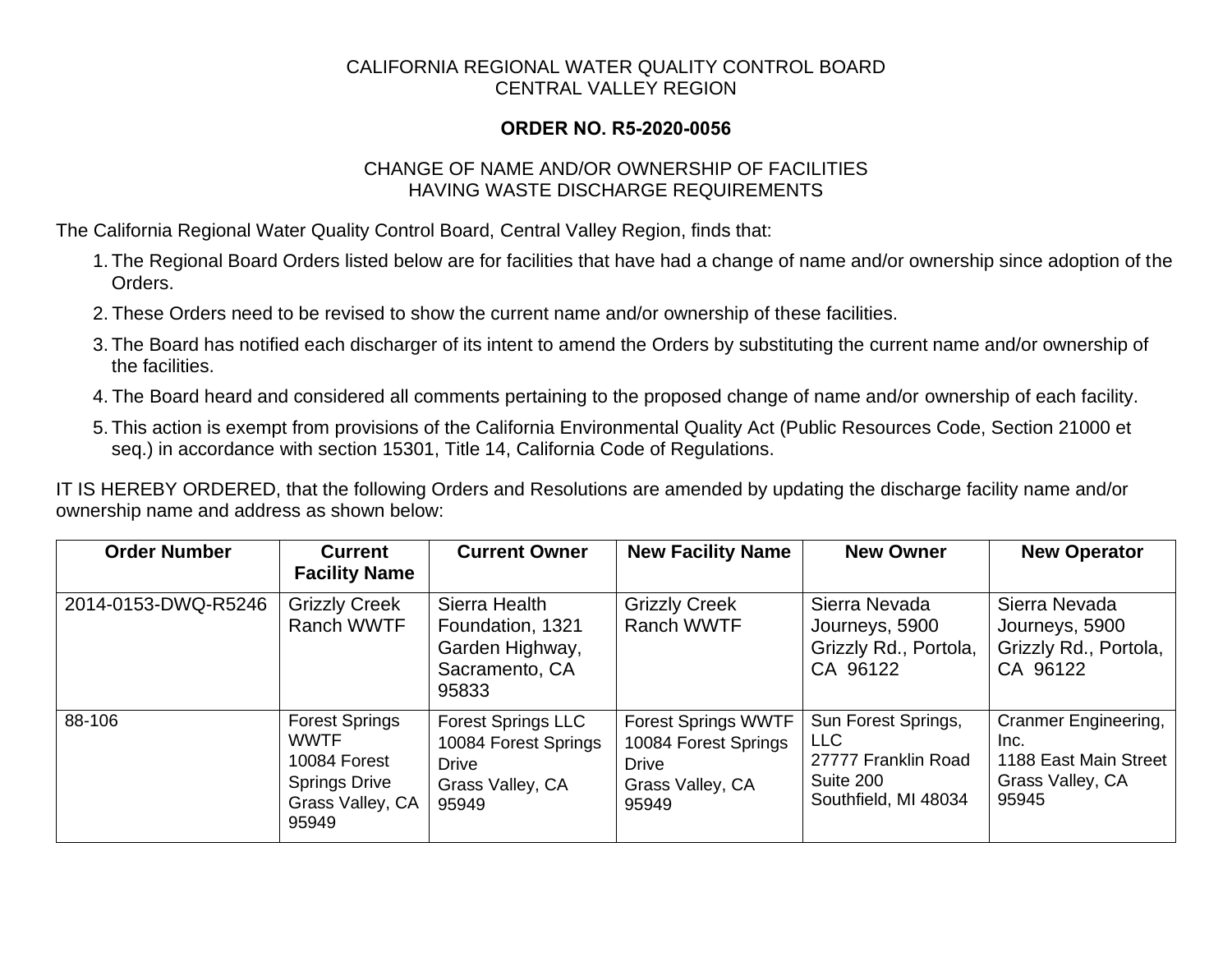CALIFORNIA REGIONAL WATER QUALITY CONTROL BOARD
CENTRAL VALLEY REGION

**ORDER NO. R5-2020-0056**

CHANGE OF NAME AND/OR OWNERSHIP OF FACILITIES
HAVING WASTE DISCHARGE REQUIREMENTS

The California Regional Water Quality Control Board, Central Valley Region, finds that:

1. The Regional Board Orders listed below are for facilities that have had a change of name and/or ownership since adoption of the Orders.
2. These Orders need to be revised to show the current name and/or ownership of these facilities.
3. The Board has notified each discharger of its intent to amend the Orders by substituting the current name and/or ownership of the facilities.
4. The Board heard and considered all comments pertaining to the proposed change of name and/or ownership of each facility.
5. This action is exempt from provisions of the California Environmental Quality Act (Public Resources Code, Section 21000 et seq.) in accordance with section 15301, Title 14, California Code of Regulations.

IT IS HEREBY ORDERED, that the following Orders and Resolutions are amended by updating the discharge facility name and/or ownership name and address as shown below:

| Order Number | Current Facility Name | Current Owner | New Facility Name | New Owner | New Operator |
|---|---|---|---|---|---|
| 2014-0153-DWQ-R5246 | Grizzly Creek Ranch WWTF | Sierra Health Foundation, 1321 Garden Highway, Sacramento, CA 95833 | Grizzly Creek Ranch WWTF | Sierra Nevada Journeys, 5900 Grizzly Rd., Portola, CA 96122 | Sierra Nevada Journeys, 5900 Grizzly Rd., Portola, CA 96122 |
| 88-106 | Forest Springs WWTF 10084 Forest Springs Drive Grass Valley, CA 95949 | Forest Springs LLC 10084 Forest Springs Drive Grass Valley, CA 95949 | Forest Springs WWTF 10084 Forest Springs Drive Grass Valley, CA 95949 | Sun Forest Springs, LLC 27777 Franklin Road Suite 200 Southfield, MI 48034 | Cranmer Engineering, Inc. 1188 East Main Street Grass Valley, CA 95945 |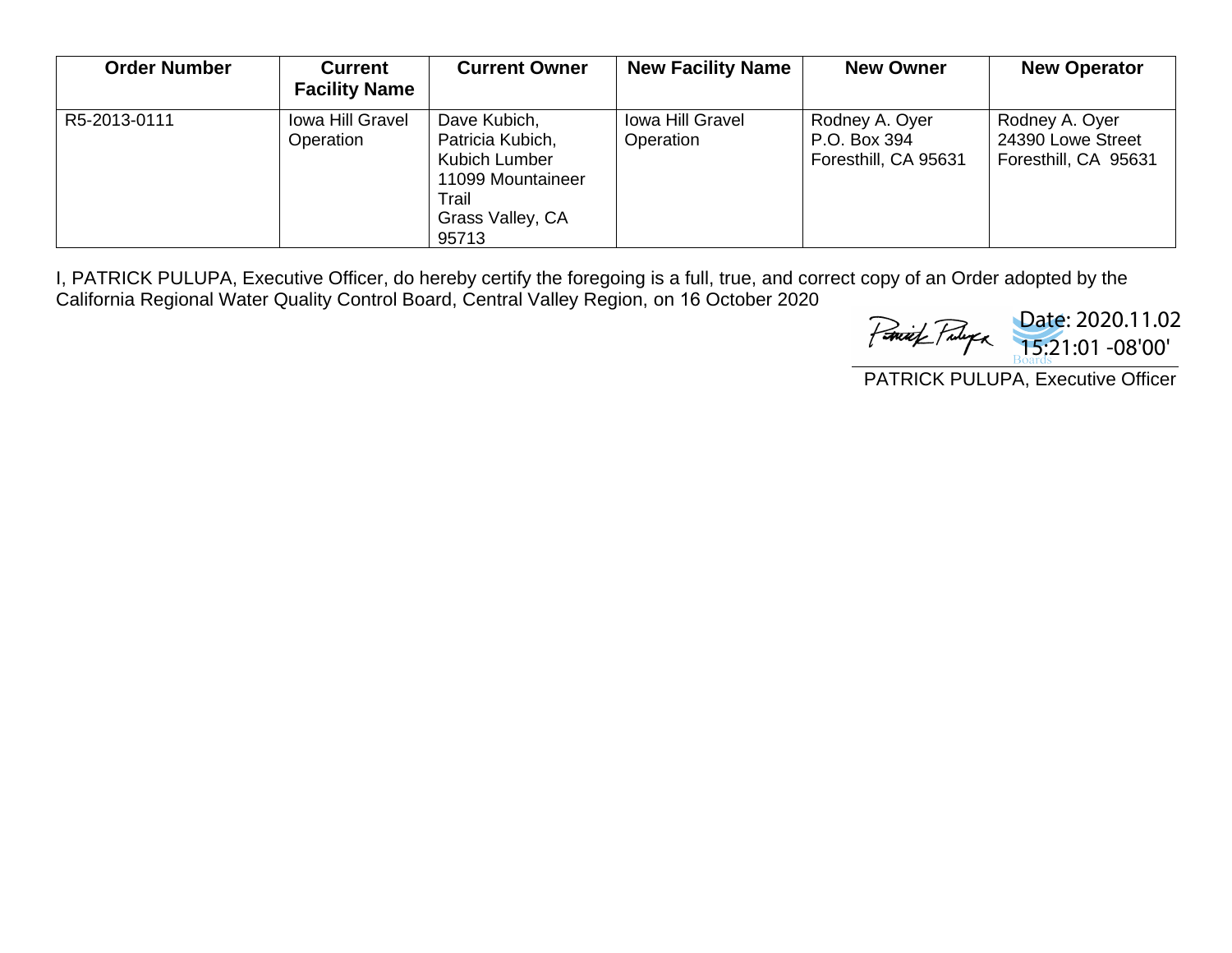| Order Number | Current Facility Name | Current Owner | New Facility Name | New Owner | New Operator |
|---|---|---|---|---|---|
| R5-2013-0111 | Iowa Hill Gravel Operation | Dave Kubich, Patricia Kubich, Kubich Lumber 11099 Mountaineer Trail Grass Valley, CA 95713 | Iowa Hill Gravel Operation | Rodney A. Oyer P.O. Box 394 Foresthill, CA 95631 | Rodney A. Oyer 24390 Lowe Street Foresthill, CA 95631 |

I, PATRICK PULUPA, Executive Officer, do hereby certify the foregoing is a full, true, and correct copy of an Order adopted by the California Regional Water Quality Control Board, Central Valley Region, on 16 October 2020

Date: 2020.11.02 15:21:01 -08'00'

PATRICK PULUPA, Executive Officer